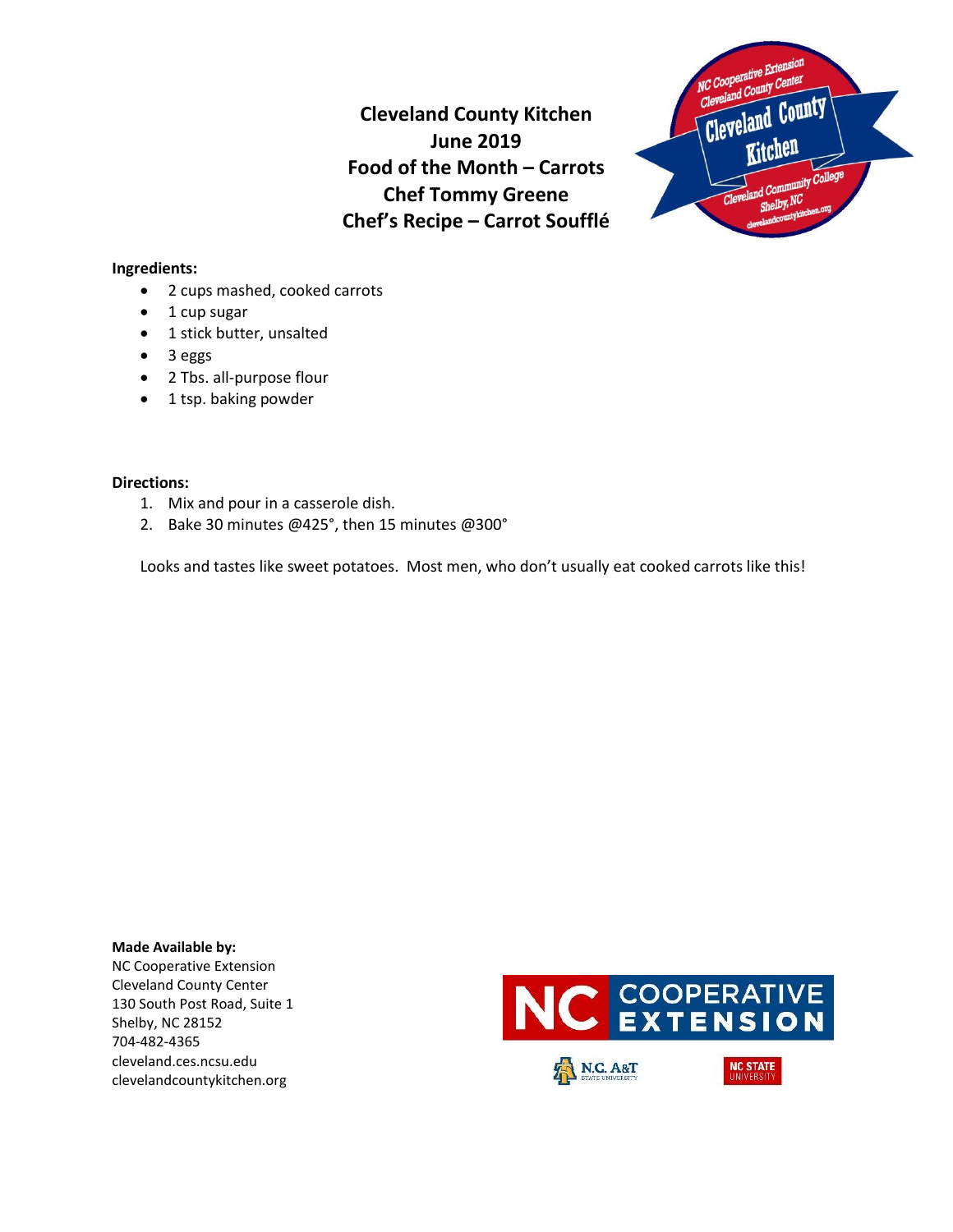# Cleveland County Kitchen
## June 2019
## Food of the Month – Carrots
## Chef Tommy Greene
## Chef's Recipe – Carrot Soufflé

**Ingredients:**

- 2 cups mashed, cooked carrots
- 1 cup sugar
- 1 stick butter, unsalted
- 3 eggs
- 2 Tbs. all-purpose flour
- 1 tsp. baking powder

**Directions:**

1. Mix and pour in a casserole dish.
2. Bake 30 minutes @425°, then 15 minutes @300°

Looks and tastes like sweet potatoes. Most men, who don't usually eat cooked carrots like this!

**Made Available by:**
NC Cooperative Extension
Cleveland County Center
130 South Post Road, Suite 1
Shelby, NC 28152
704-482-4365
cleveland.ces.ncsu.edu
clevelandcountykitchen.org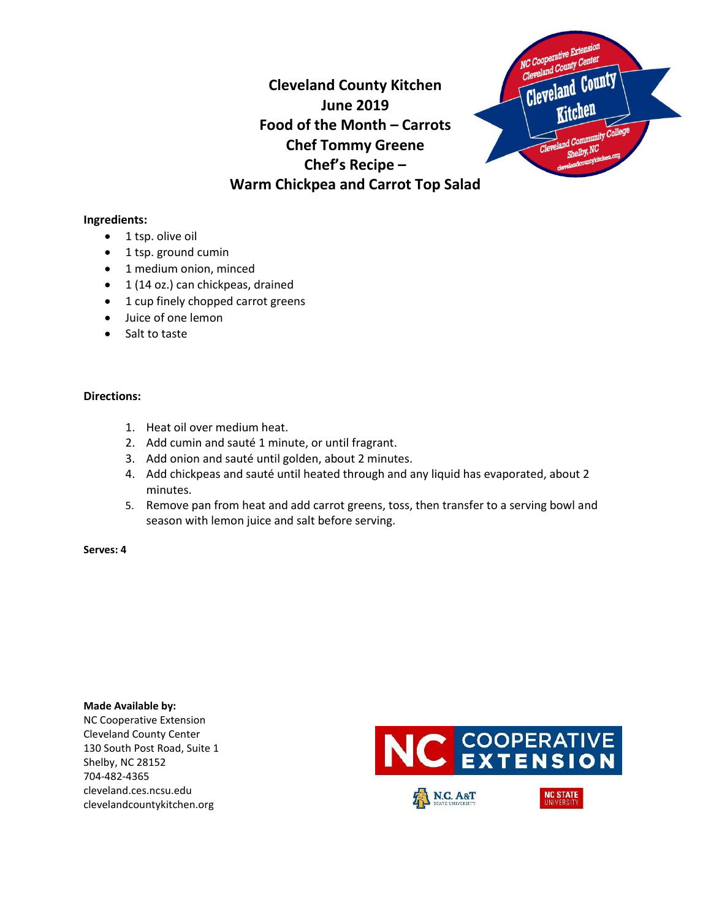# Cleveland County Kitchen
## June 2019
## Food of the Month – Carrots
## Chef Tommy Greene
## Chef's Recipe –
## Warm Chickpea and Carrot Top Salad

**Ingredients:**

- 1 tsp. olive oil
- 1 tsp. ground cumin
- 1 medium onion, minced
- 1 (14 oz.) can chickpeas, drained
- 1 cup finely chopped carrot greens
- Juice of one lemon
- Salt to taste

**Directions:**

1. Heat oil over medium heat.
2. Add cumin and sauté 1 minute, or until fragrant.
3. Add onion and sauté until golden, about 2 minutes.
4. Add chickpeas and sauté until heated through and any liquid has evaporated, about 2 minutes.
5. Remove pan from heat and add carrot greens, toss, then transfer to a serving bowl and season with lemon juice and salt before serving.

**Serves: 4**

**Made Available by:**
NC Cooperative Extension
Cleveland County Center
130 South Post Road, Suite 1
Shelby, NC 28152
704-482-4365
cleveland.ces.ncsu.edu
clevelandcountykitchen.org